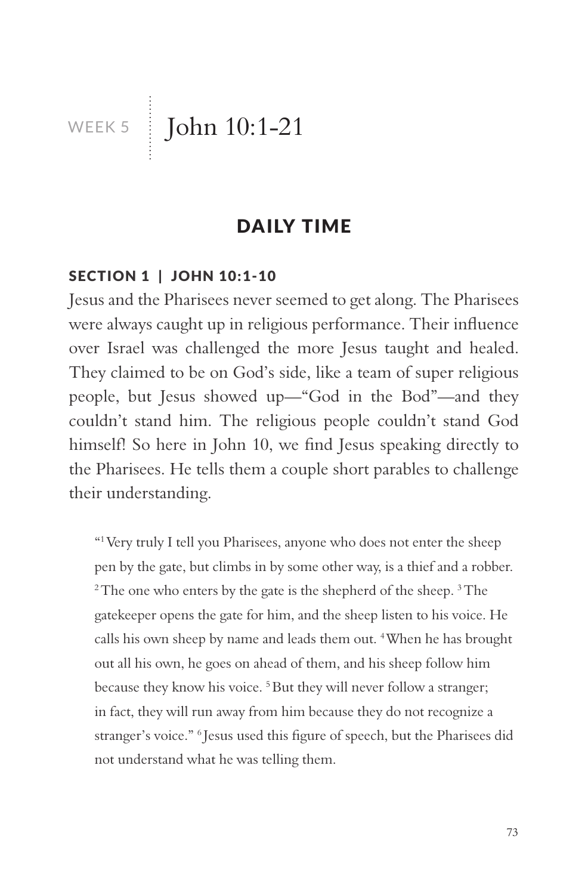# WEEK 5 | John 10:1-21

## DAILY TIME

### SECTION 1 | JOHN 10:1-10

Jesus and the Pharisees never seemed to get along. The Pharisees were always caught up in religious performance. Their influence over Israel was challenged the more Jesus taught and healed. They claimed to be on God's side, like a team of super religious people, but Jesus showed up—"God in the Bod"—and they couldn't stand him. The religious people couldn't stand God himself! So here in John 10, we find Jesus speaking directly to the Pharisees. He tells them a couple short parables to challenge their understanding.

> "[1] Very truly I tell you Pharisees, anyone who does not enter the sheep pen by the gate, but climbs in by some other way, is a thief and a robber. [2] The one who enters by the gate is the shepherd of the sheep. [3] The gatekeeper opens the gate for him, and the sheep listen to his voice. He calls his own sheep by name and leads them out. [4] When he has brought out all his own, he goes on ahead of them, and his sheep follow him because they know his voice. [5] But they will never follow a stranger; in fact, they will run away from him because they do not recognize a stranger's voice." [6] Jesus used this figure of speech, but the Pharisees did not understand what he was telling them.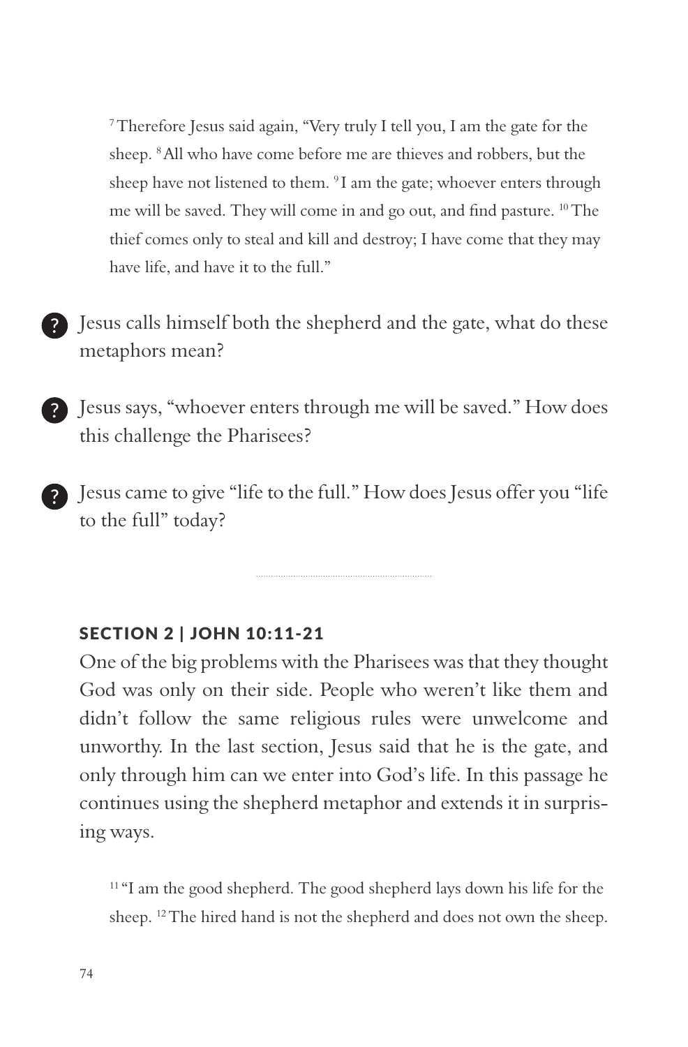> [7] Therefore Jesus said again, "Very truly I tell you, I am the gate for the sheep. [8] All who have come before me are thieves and robbers, but the sheep have not listened to them. [9] I am the gate; whoever enters through me will be saved. They will come in and go out, and find pasture. [10] The thief comes only to steal and kill and destroy; I have come that they may have life, and have it to the full."

- Jesus calls himself both the shepherd and the gate, what do these metaphors mean?

- Jesus says, "whoever enters through me will be saved." How does this challenge the Pharisees?

- Jesus came to give "life to the full." How does Jesus offer you "life to the full" today?

---

## SECTION 2 | JOHN 10:11-21

One of the big problems with the Pharisees was that they thought God was only on their side. People who weren't like them and didn't follow the same religious rules were unwelcome and unworthy. In the last section, Jesus said that he is the gate, and only through him can we enter into God's life. In this passage he continues using the shepherd metaphor and extends it in surprising ways.

> [11] "I am the good shepherd. The good shepherd lays down his life for the sheep. [12] The hired hand is not the shepherd and does not own the sheep.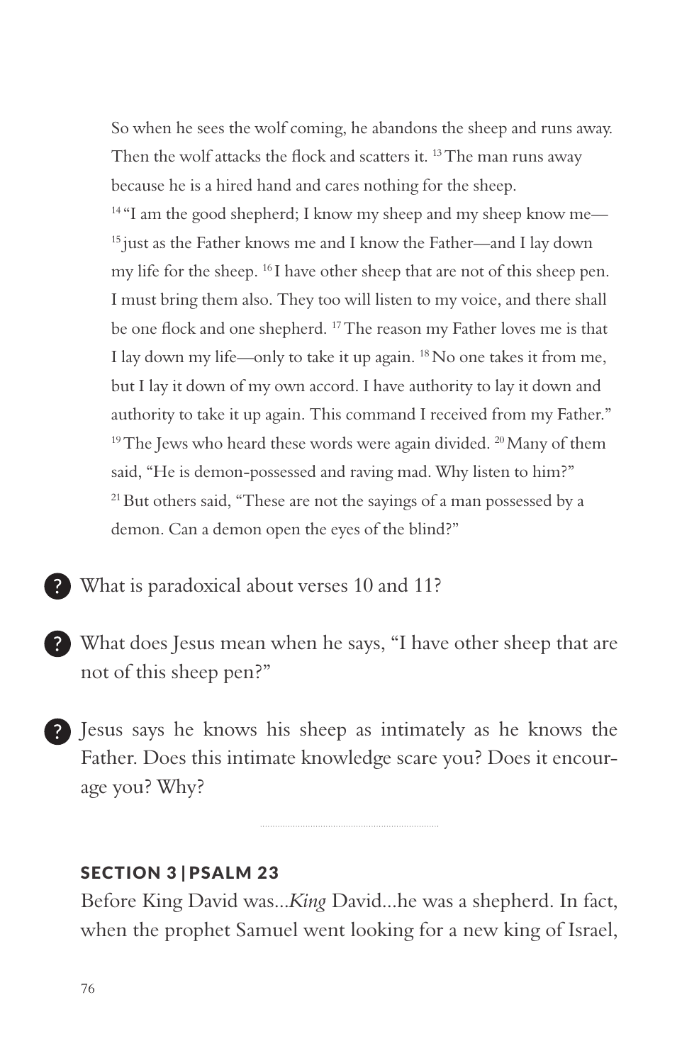> So when he sees the wolf coming, he abandons the sheep and runs away. Then the wolf attacks the flock and scatters it. [13] The man runs away because he is a hired hand and cares nothing for the sheep.
>
> [14] "I am the good shepherd; I know my sheep and my sheep know me— [15] just as the Father knows me and I know the Father—and I lay down my life for the sheep. [16] I have other sheep that are not of this sheep pen. I must bring them also. They too will listen to my voice, and there shall be one flock and one shepherd. [17] The reason my Father loves me is that I lay down my life—only to take it up again. [18] No one takes it from me, but I lay it down of my own accord. I have authority to lay it down and authority to take it up again. This command I received from my Father."
>
> [19] The Jews who heard these words were again divided. [20] Many of them said, "He is demon-possessed and raving mad. Why listen to him?"
>
> [21] But others said, "These are not the sayings of a man possessed by a demon. Can a demon open the eyes of the blind?"

? What is paradoxical about verses 10 and 11?

? What does Jesus mean when he says, "I have other sheep that are not of this sheep pen?"

? Jesus says he knows his sheep as intimately as he knows the Father. Does this intimate knowledge scare you? Does it encourage you? Why?

---

## SECTION 3 | PSALM 23

Before King David was...*King* David...he was a shepherd. In fact, when the prophet Samuel went looking for a new king of Israel,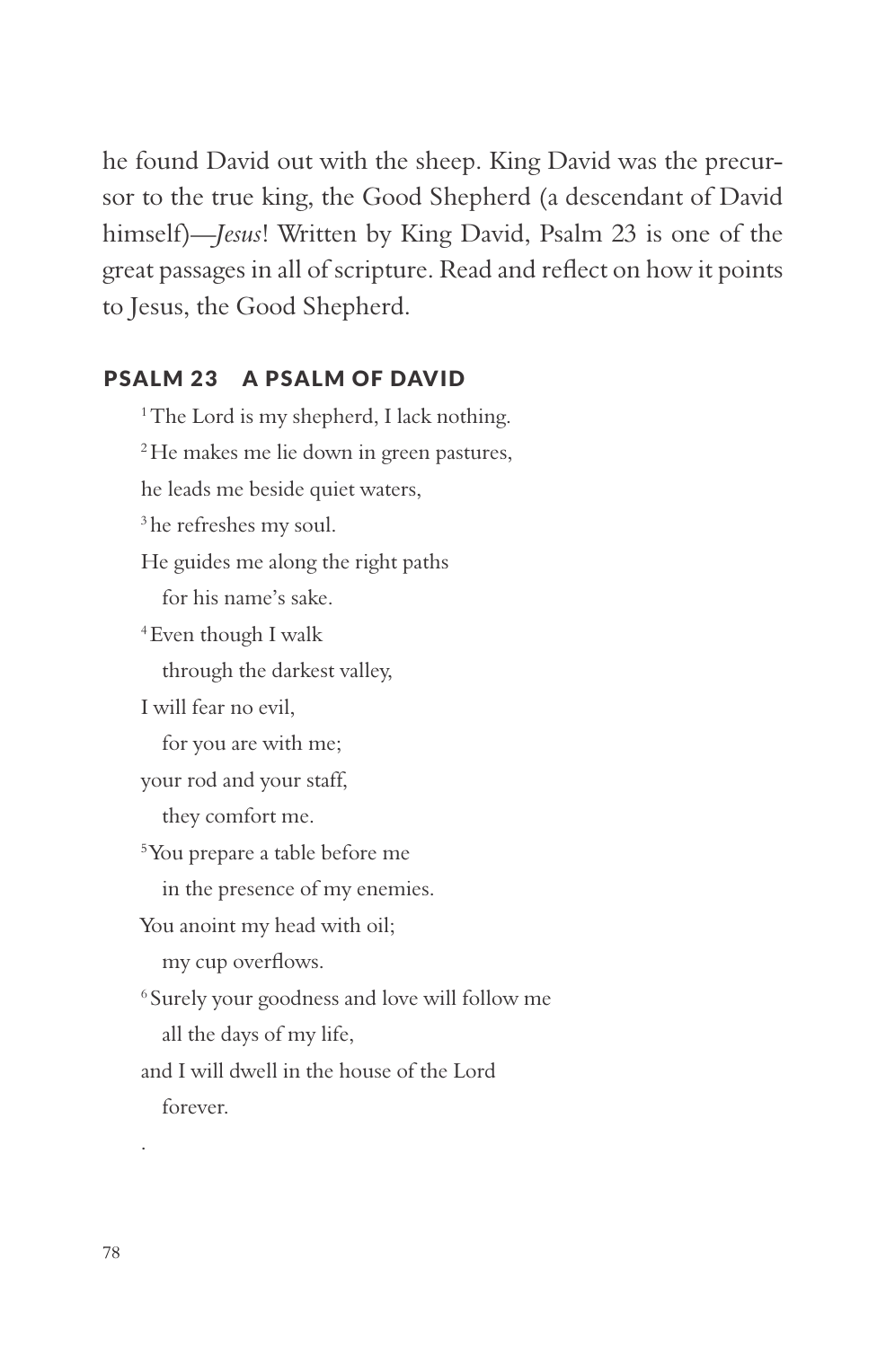he found David out with the sheep. King David was the precursor to the true king, the Good Shepherd (a descendant of David himself)—*Jesus*! Written by King David, Psalm 23 is one of the great passages in all of scripture. Read and reflect on how it points to Jesus, the Good Shepherd.

### PSALM 23 A PSALM OF DAVID

[1] The Lord is my shepherd, I lack nothing.
[2] He makes me lie down in green pastures,
he leads me beside quiet waters,
[3] he refreshes my soul.
He guides me along the right paths
  for his name's sake.
[4] Even though I walk
  through the darkest valley,
I will fear no evil,
  for you are with me;
your rod and your staff,
  they comfort me.
[5] You prepare a table before me
  in the presence of my enemies.
You anoint my head with oil;
  my cup overflows.
[6] Surely your goodness and love will follow me
  all the days of my life,
and I will dwell in the house of the Lord
  forever.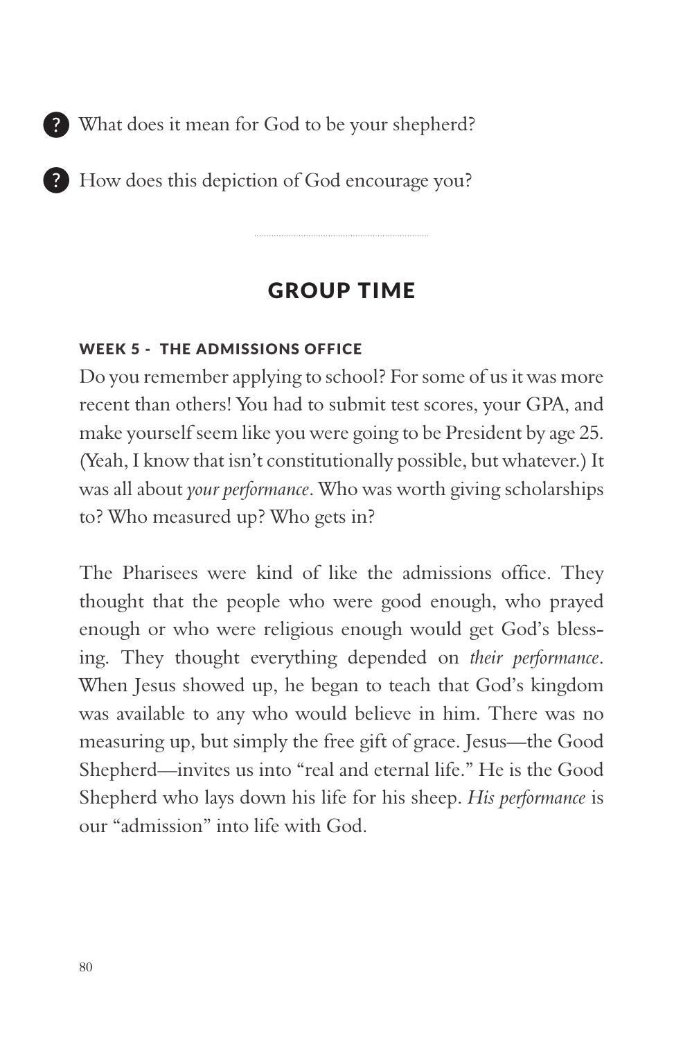- What does it mean for God to be your shepherd?

- How does this depiction of God encourage you?

---

## GROUP TIME

### WEEK 5 - THE ADMISSIONS OFFICE

Do you remember applying to school? For some of us it was more recent than others! You had to submit test scores, your GPA, and make yourself seem like you were going to be President by age 25. (Yeah, I know that isn't constitutionally possible, but whatever.) It was all about *your performance*. Who was worth giving scholarships to? Who measured up? Who gets in?

The Pharisees were kind of like the admissions office. They thought that the people who were good enough, who prayed enough or who were religious enough would get God's blessing. They thought everything depended on *their performance*. When Jesus showed up, he began to teach that God's kingdom was available to any who would believe in him. There was no measuring up, but simply the free gift of grace. Jesus—the Good Shepherd—invites us into "real and eternal life." He is the Good Shepherd who lays down his life for his sheep. *His performance* is our "admission" into life with God.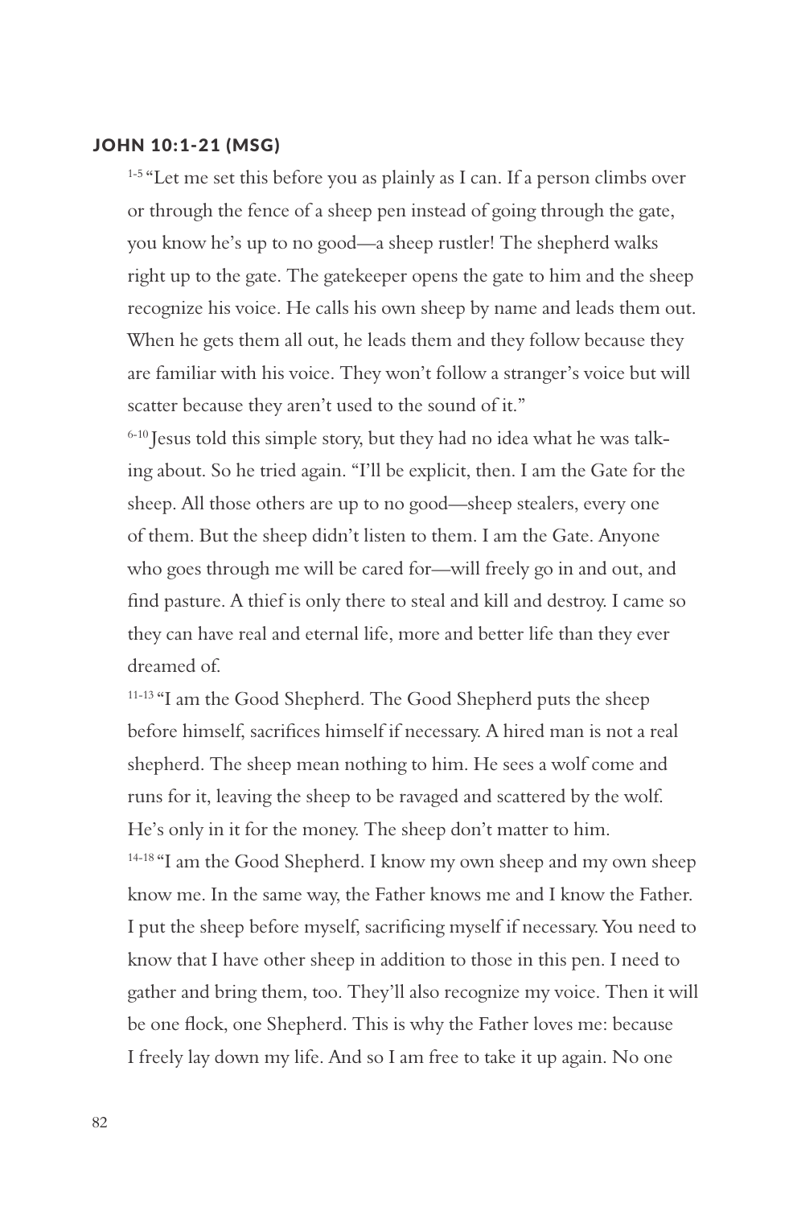#### JOHN 10:1-21 (MSG)

[1-5] "Let me set this before you as plainly as I can. If a person climbs over or through the fence of a sheep pen instead of going through the gate, you know he's up to no good—a sheep rustler! The shepherd walks right up to the gate. The gatekeeper opens the gate to him and the sheep recognize his voice. He calls his own sheep by name and leads them out. When he gets them all out, he leads them and they follow because they are familiar with his voice. They won't follow a stranger's voice but will scatter because they aren't used to the sound of it."

[6-10] Jesus told this simple story, but they had no idea what he was talking about. So he tried again. "I'll be explicit, then. I am the Gate for the sheep. All those others are up to no good—sheep stealers, every one of them. But the sheep didn't listen to them. I am the Gate. Anyone who goes through me will be cared for—will freely go in and out, and find pasture. A thief is only there to steal and kill and destroy. I came so they can have real and eternal life, more and better life than they ever dreamed of.

[11-13] "I am the Good Shepherd. The Good Shepherd puts the sheep before himself, sacrifices himself if necessary. A hired man is not a real shepherd. The sheep mean nothing to him. He sees a wolf come and runs for it, leaving the sheep to be ravaged and scattered by the wolf. He's only in it for the money. The sheep don't matter to him.

[14-18] "I am the Good Shepherd. I know my own sheep and my own sheep know me. In the same way, the Father knows me and I know the Father. I put the sheep before myself, sacrificing myself if necessary. You need to know that I have other sheep in addition to those in this pen. I need to gather and bring them, too. They'll also recognize my voice. Then it will be one flock, one Shepherd. This is why the Father loves me: because I freely lay down my life. And so I am free to take it up again. No one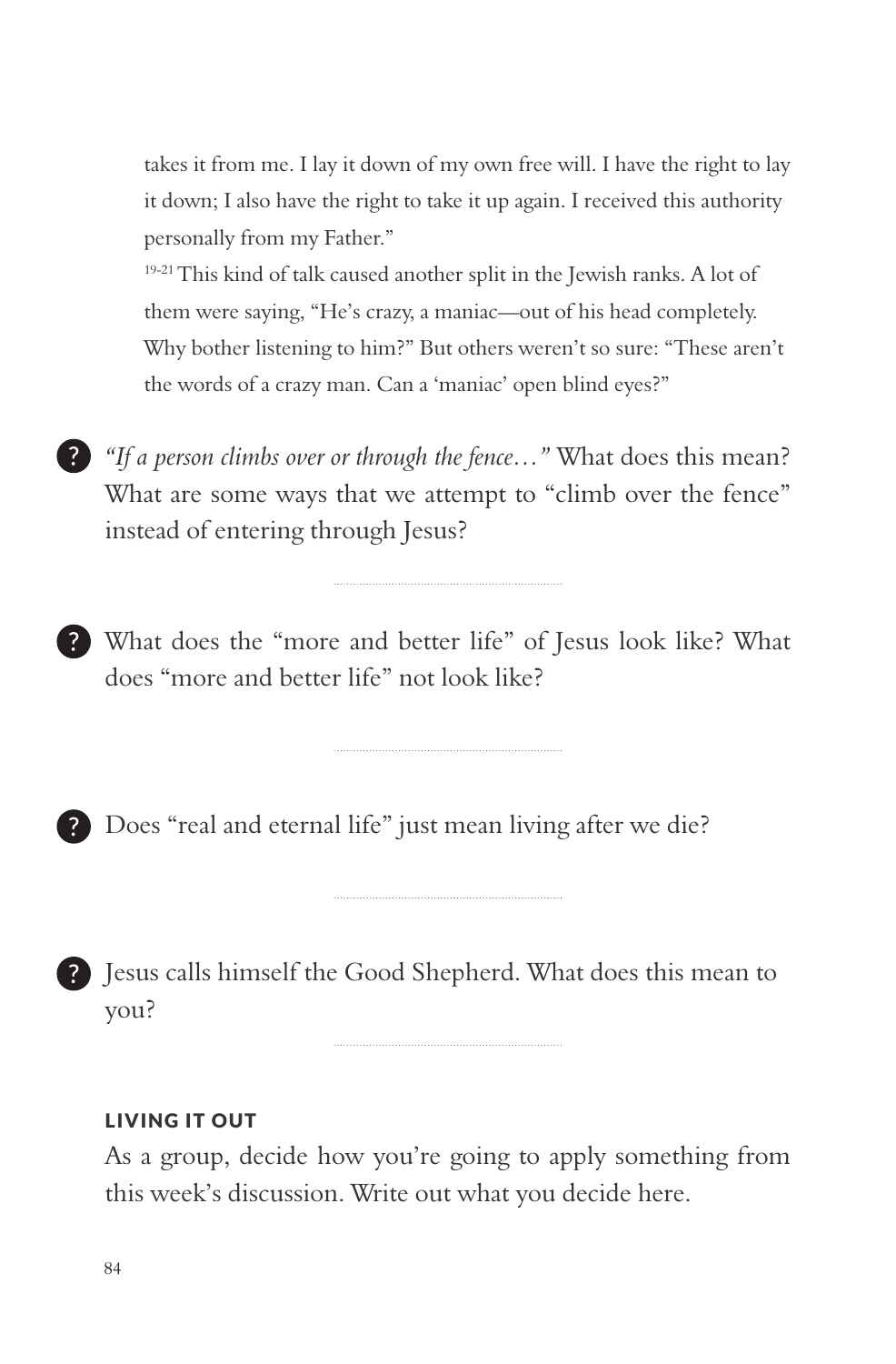takes it from me. I lay it down of my own free will. I have the right to lay it down; I also have the right to take it up again. I received this authority personally from my Father."

[19-21] This kind of talk caused another split in the Jewish ranks. A lot of them were saying, "He's crazy, a maniac—out of his head completely. Why bother listening to him?" But others weren't so sure: "These aren't the words of a crazy man. Can a 'maniac' open blind eyes?"

? *"If a person climbs over or through the fence…"* What does this mean? What are some ways that we attempt to "climb over the fence" instead of entering through Jesus?

? What does the "more and better life" of Jesus look like? What does "more and better life" not look like?

? Does "real and eternal life" just mean living after we die?

? Jesus calls himself the Good Shepherd. What does this mean to you?

#### LIVING IT OUT

As a group, decide how you're going to apply something from this week's discussion. Write out what you decide here.